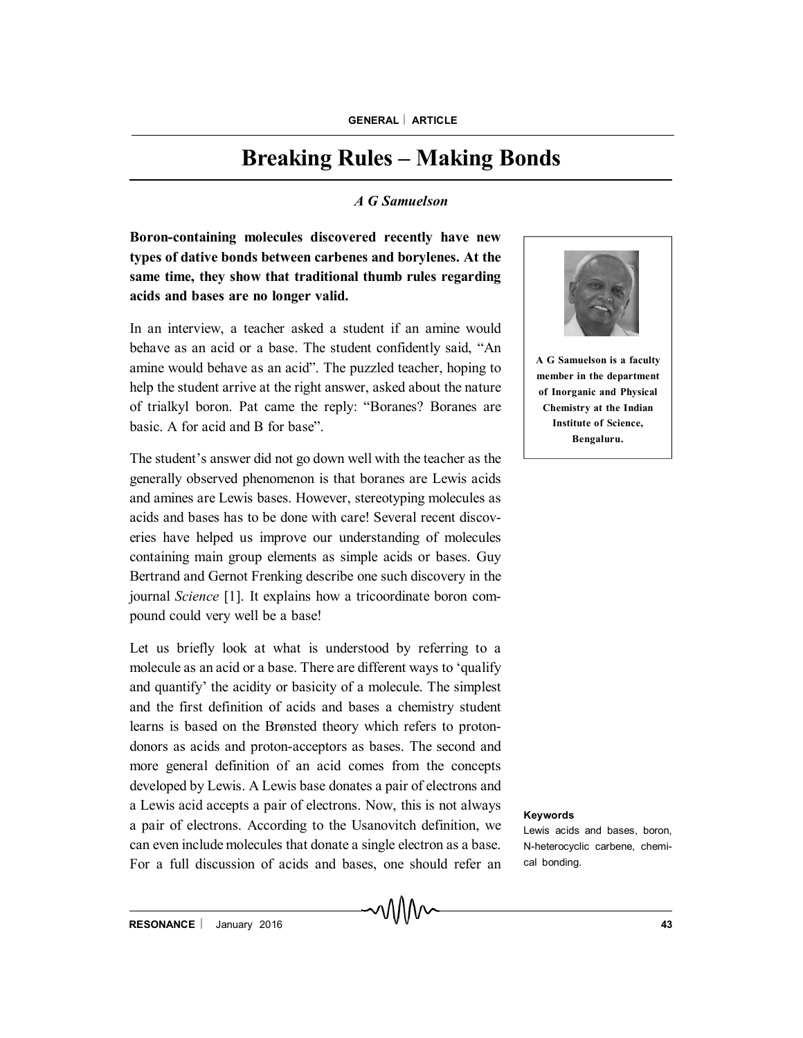# Breaking Rules – Making Bonds

*A G Samuelson*

**Boron-containing molecules discovered recently have new types of dative bonds between carbenes and borylenes. At the same time, they show that traditional thumb rules regarding acids and bases are no longer valid.**

A G Samuelson is a faculty member in the department of Inorganic and Physical Chemistry at the Indian Institute of Science, Bengaluru.

In an interview, a teacher asked a student if an amine would behave as an acid or a base. The student confidently said, "An amine would behave as an acid". The puzzled teacher, hoping to help the student arrive at the right answer, asked about the nature of trialkyl boron. Pat came the reply: "Boranes? Boranes are basic. A for acid and B for base".

The student's answer did not go down well with the teacher as the generally observed phenomenon is that boranes are Lewis acids and amines are Lewis bases. However, stereotyping molecules as acids and bases has to be done with care! Several recent discoveries have helped us improve our understanding of molecules containing main group elements as simple acids or bases. Guy Bertrand and Gernot Frenking describe one such discovery in the journal *Science* [1]. It explains how a tricoordinate boron compound could very well be a base!

Let us briefly look at what is understood by referring to a molecule as an acid or a base. There are different ways to 'qualify and quantify' the acidity or basicity of a molecule. The simplest and the first definition of acids and bases a chemistry student learns is based on the Brønsted theory which refers to proton-donors as acids and proton-acceptors as bases. The second and more general definition of an acid comes from the concepts developed by Lewis. A Lewis base donates a pair of electrons and a Lewis acid accepts a pair of electrons. Now, this is not always a pair of electrons. According to the Usanovitch definition, we can even include molecules that donate a single electron as a base. For a full discussion of acids and bases, one should refer an

**Keywords**

Lewis acids and bases, boron, N-heterocyclic carbene, chemical bonding.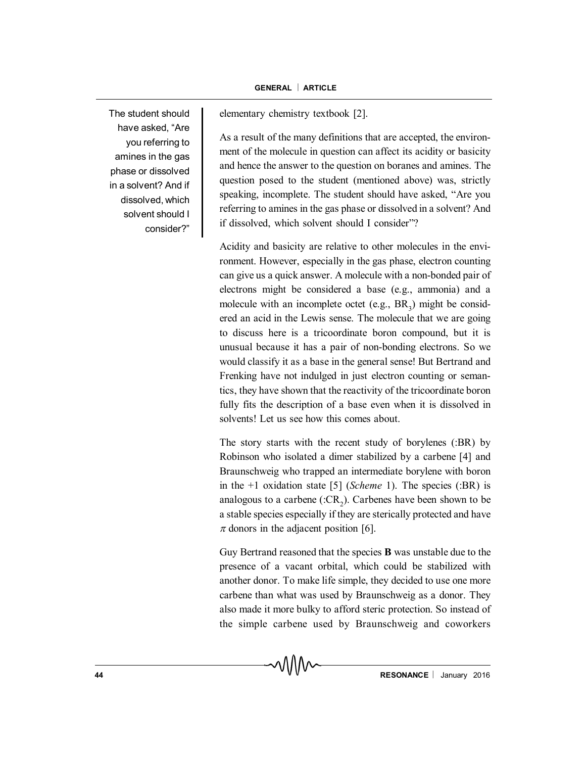elementary chemistry textbook [2].

> The student should have asked, "Are you referring to amines in the gas phase or dissolved in a solvent? And if dissolved, which solvent should I consider?"

As a result of the many definitions that are accepted, the environment of the molecule in question can affect its acidity or basicity and hence the answer to the question on boranes and amines. The question posed to the student (mentioned above) was, strictly speaking, incomplete. The student should have asked, "Are you referring to amines in the gas phase or dissolved in a solvent? And if dissolved, which solvent should I consider"?

Acidity and basicity are relative to other molecules in the environment. However, especially in the gas phase, electron counting can give us a quick answer. A molecule with a non-bonded pair of electrons might be considered a base (e.g., ammonia) and a molecule with an incomplete octet (e.g., $BR_3$) might be considered an acid in the Lewis sense. The molecule that we are going to discuss here is a tricoordinate boron compound, but it is unusual because it has a pair of non-bonding electrons. So we would classify it as a base in the general sense! But Bertrand and Frenking have not indulged in just electron counting or semantics, they have shown that the reactivity of the tricoordinate boron fully fits the description of a base even when it is dissolved in solvents! Let us see how this comes about.

The story starts with the recent study of borylenes (:BR) by Robinson who isolated a dimer stabilized by a carbene [4] and Braunschweig who trapped an intermediate borylene with boron in the +1 oxidation state [5] (*Scheme* 1). The species (:BR) is analogous to a carbene ($:CR_2$). Carbenes have been shown to be a stable species especially if they are sterically protected and have $\pi$ donors in the adjacent position [6].

Guy Bertrand reasoned that the species **B** was unstable due to the presence of a vacant orbital, which could be stabilized with another donor. To make life simple, they decided to use one more carbene than what was used by Braunschweig as a donor. They also made it more bulky to afford steric protection. So instead of the simple carbene used by Braunschweig and coworkers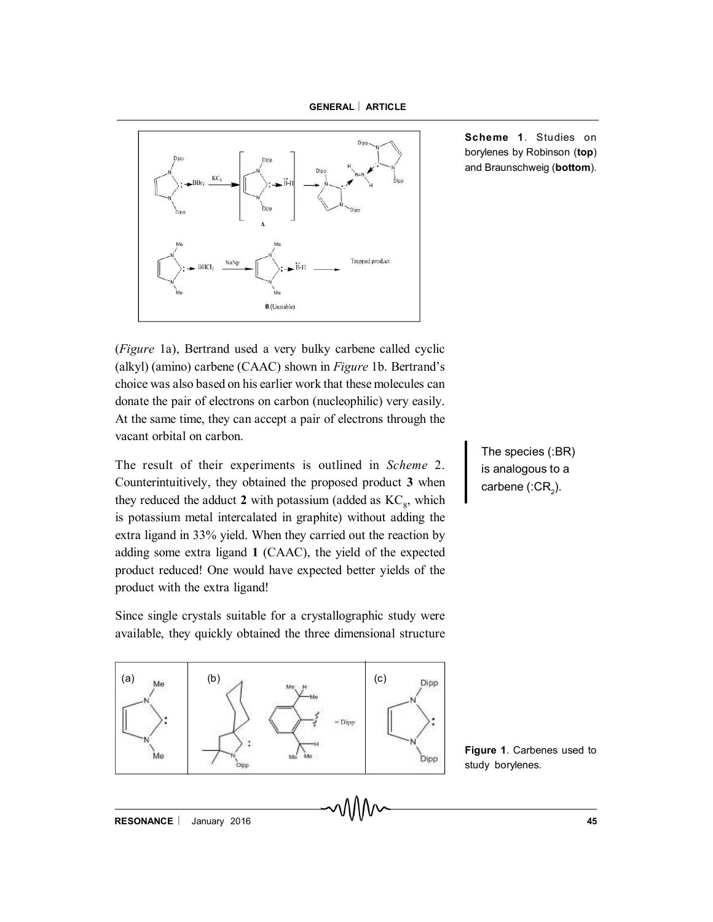Scheme 1. Studies on borylenes by Robinson (**top**) and Braunschweig (**bottom**).

(*Figure* 1a), Bertrand used a very bulky carbene called cyclic (alkyl) (amino) carbene (CAAC) shown in *Figure* 1b. Bertrand's choice was also based on his earlier work that these molecules can donate the pair of electrons on carbon (nucleophilic) very easily. At the same time, they can accept a pair of electrons through the vacant orbital on carbon.

The species (:BR) is analogous to a carbene (:$CR_2$).

The result of their experiments is outlined in *Scheme* 2. Counterintuitively, they obtained the proposed product **3** when they reduced the adduct **2** with potassium (added as $KC_8$, which is potassium metal intercalated in graphite) without adding the extra ligand in 33% yield. When they carried out the reaction by adding some extra ligand **1** (CAAC), the yield of the expected product reduced! One would have expected better yields of the product with the extra ligand!

Since single crystals suitable for a crystallographic study were available, they quickly obtained the three dimensional structure

Figure 1. Carbenes used to study borylenes.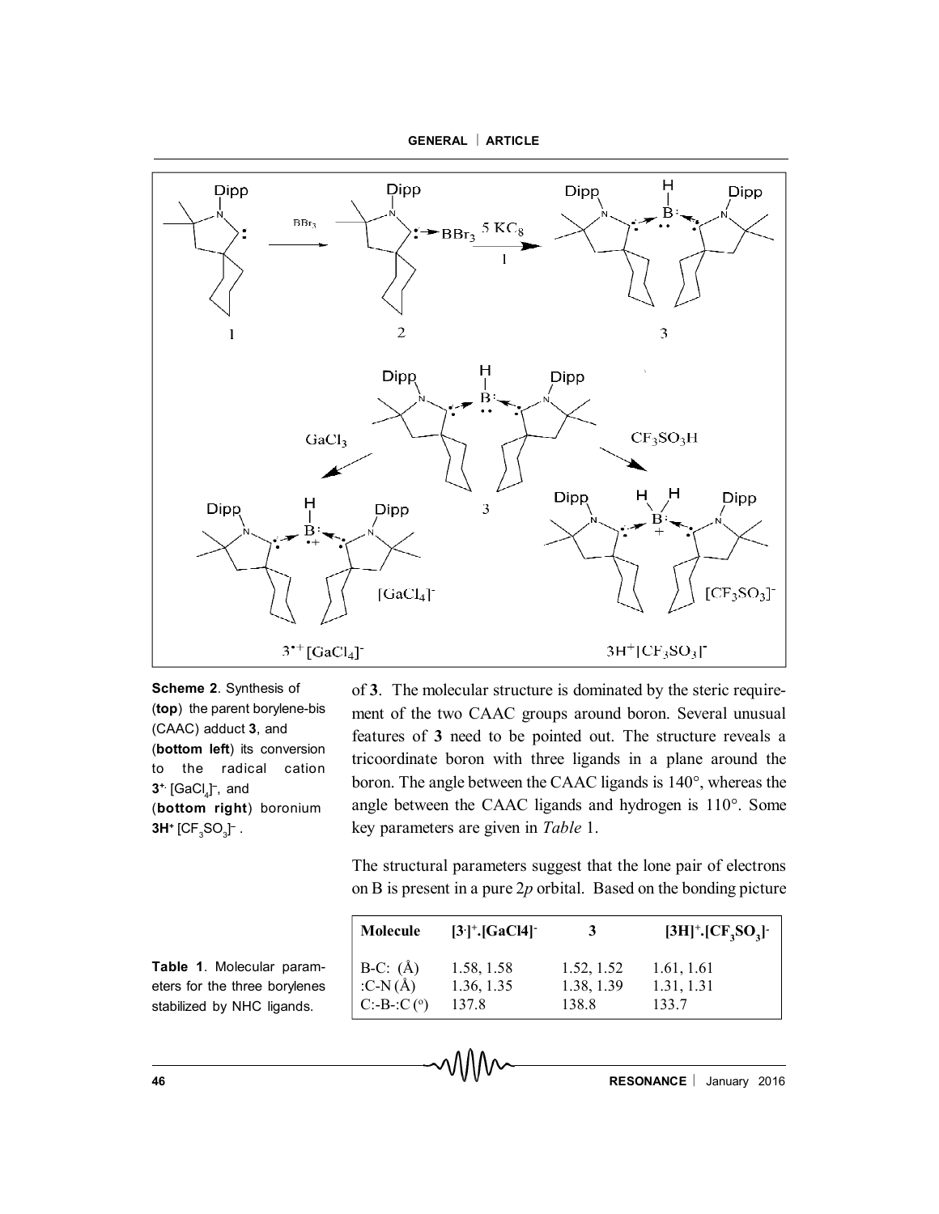**Scheme 2**. Synthesis of (**top**) the parent borylene-bis (CAAC) adduct **3**, and (**bottom left**) its conversion to the radical cation $\mathbf{3}^{\bullet+}$ $[GaCl_4]^-$, and (**bottom right**) boronium $\mathbf{3H}^+$ $[CF_3SO_3]^-$.

of **3**. The molecular structure is dominated by the steric requirement of the two CAAC groups around boron. Several unusual features of **3** need to be pointed out. The structure reveals a tricoordinate boron with three ligands in a plane around the boron. The angle between the CAAC ligands is 140°, whereas the angle between the CAAC ligands and hydrogen is 110°. Some key parameters are given in *Table* 1.

The structural parameters suggest that the lone pair of electrons on B is present in a pure 2*p* orbital. Based on the bonding picture

**Table 1**. Molecular parameters for the three borylenes stabilized by NHC ligands.

| Molecule | $[3^{\cdot}]^+.[GaCl4]^-$ | 3 | $[3H]^+.[CF_3SO_3]^-$ |
|---|---|---|---|
| B-C: (Å) | 1.58, 1.58 | 1.52, 1.52 | 1.61, 1.61 |
| :C-N (Å) | 1.36, 1.35 | 1.38, 1.39 | 1.31, 1.31 |
| C:-B-:C (°) | 137.8 | 138.8 | 133.7 |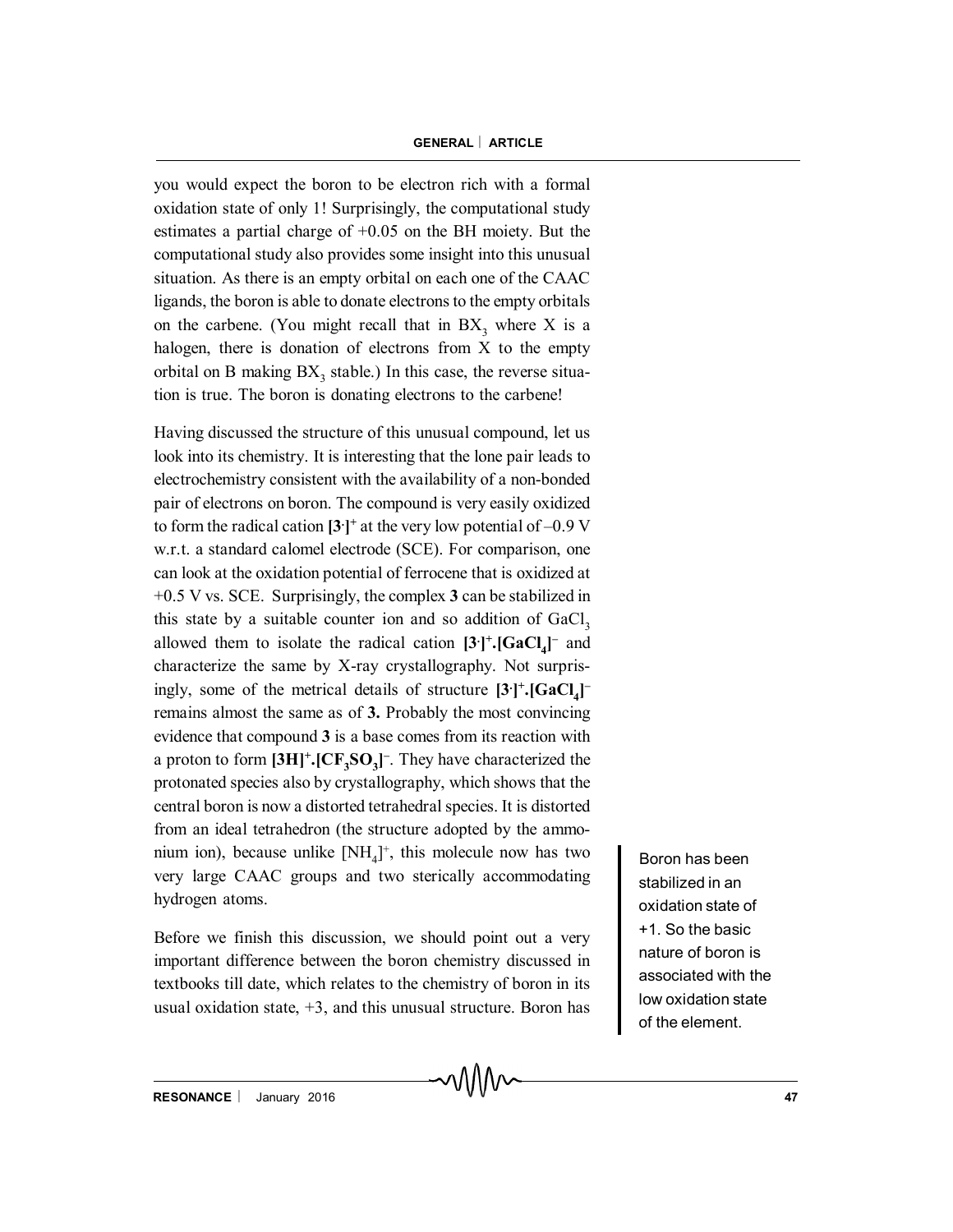you would expect the boron to be electron rich with a formal oxidation state of only 1! Surprisingly, the computational study estimates a partial charge of +0.05 on the BH moiety. But the computational study also provides some insight into this unusual situation. As there is an empty orbital on each one of the CAAC ligands, the boron is able to donate electrons to the empty orbitals on the carbene. (You might recall that in $BX_3$ where X is a halogen, there is donation of electrons from X to the empty orbital on B making $BX_3$ stable.) In this case, the reverse situation is true. The boron is donating electrons to the carbene!

Having discussed the structure of this unusual compound, let us look into its chemistry. It is interesting that the lone pair leads to electrochemistry consistent with the availability of a non-bonded pair of electrons on boron. The compound is very easily oxidized to form the radical cation $\mathbf{[3^{\cdot}]^{+}}$ at the very low potential of –0.9 V w.r.t. a standard calomel electrode (SCE). For comparison, one can look at the oxidation potential of ferrocene that is oxidized at +0.5 V vs. SCE. Surprisingly, the complex **3** can be stabilized in this state by a suitable counter ion and so addition of $GaCl_3$ allowed them to isolate the radical cation $\mathbf{[3^{\cdot}]^{+}.[GaCl_4]^{-}}$ and characterize the same by X-ray crystallography. Not surprisingly, some of the metrical details of structure $\mathbf{[3^{\cdot}]^{+}.[GaCl_4]^{-}}$ remains almost the same as of **3.** Probably the most convincing evidence that compound **3** is a base comes from its reaction with a proton to form $\mathbf{[3H]^{+}.[CF_3SO_3]^{-}}$. They have characterized the protonated species also by crystallography, which shows that the central boron is now a distorted tetrahedral species. It is distorted from an ideal tetrahedron (the structure adopted by the ammonium ion), because unlike $[NH_4]^{+}$, this molecule now has two very large CAAC groups and two sterically accommodating hydrogen atoms.

> Boron has been stabilized in an oxidation state of +1. So the basic nature of boron is associated with the low oxidation state of the element.

Before we finish this discussion, we should point out a very important difference between the boron chemistry discussed in textbooks till date, which relates to the chemistry of boron in its usual oxidation state, +3, and this unusual structure. Boron has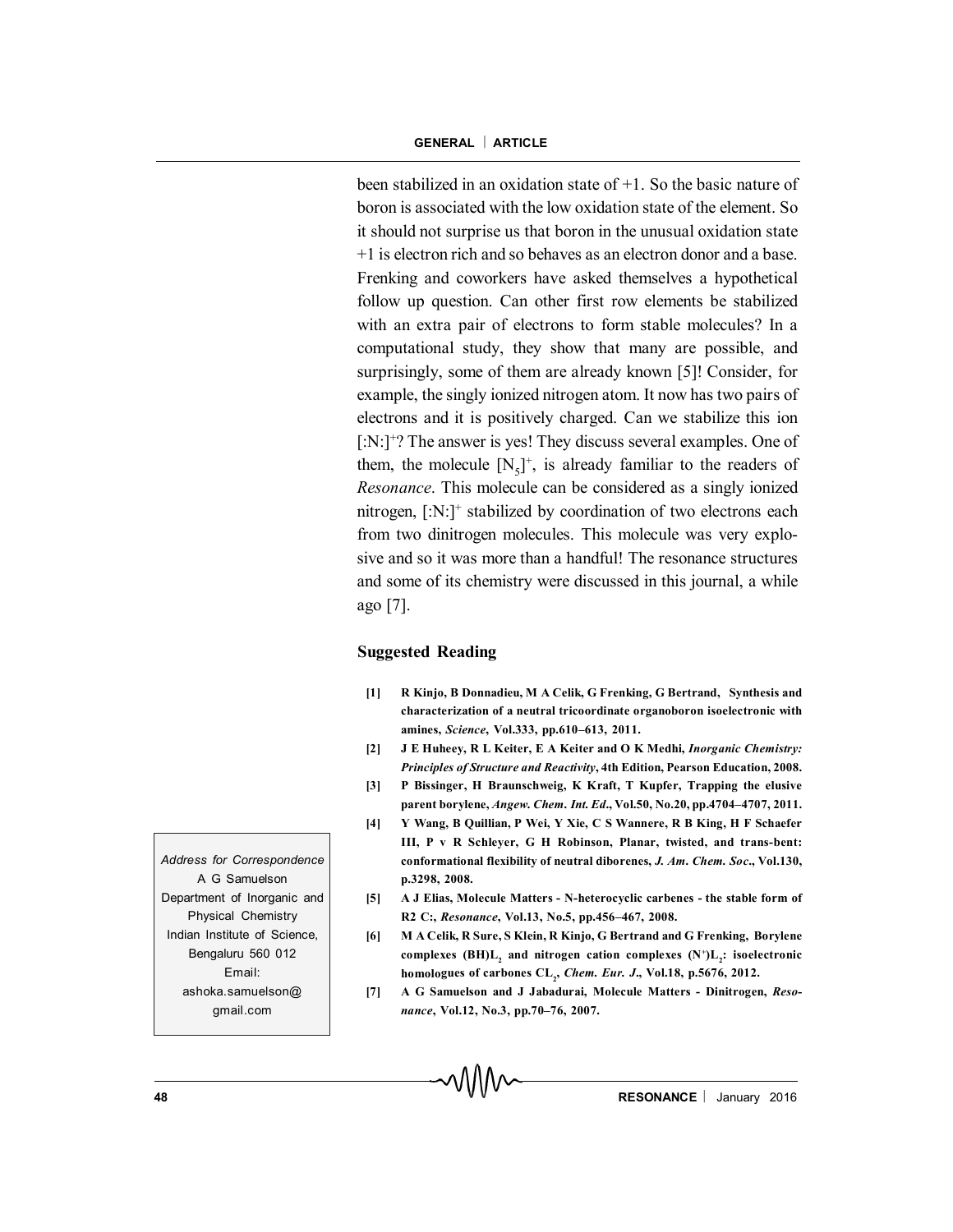been stabilized in an oxidation state of +1. So the basic nature of boron is associated with the low oxidation state of the element. So it should not surprise us that boron in the unusual oxidation state +1 is electron rich and so behaves as an electron donor and a base. Frenking and coworkers have asked themselves a hypothetical follow up question. Can other first row elements be stabilized with an extra pair of electrons to form stable molecules? In a computational study, they show that many are possible, and surprisingly, some of them are already known [5]! Consider, for example, the singly ionized nitrogen atom. It now has two pairs of electrons and it is positively charged. Can we stabilize this ion $[:N:]^+$? The answer is yes! They discuss several examples. One of them, the molecule $[N_5]^+$, is already familiar to the readers of *Resonance*. This molecule can be considered as a singly ionized nitrogen, $[:N:]^+$ stabilized by coordination of two electrons each from two dinitrogen molecules. This molecule was very explosive and so it was more than a handful! The resonance structures and some of its chemistry were discussed in this journal, a while ago [7].

## Suggested Reading

**[1]** **R Kinjo, B Donnadieu, M A Celik, G Frenking, G Bertrand, Synthesis and characterization of a neutral tricoordinate organoboron isoelectronic with amines, *Science*, Vol.333, pp.610–613, 2011.**

**[2]** **J E Huheey, R L Keiter, E A Keiter and O K Medhi, *Inorganic Chemistry: Principles of Structure and Reactivity*, 4th Edition, Pearson Education, 2008.**

**[3]** **P Bissinger, H Braunschweig, K Kraft, T Kupfer, Trapping the elusive parent borylene, *Angew. Chem. Int. Ed*., Vol.50, No.20, pp.4704–4707, 2011.**

**[4]** **Y Wang, B Quillian, P Wei, Y Xie, C S Wannere, R B King, H F Schaefer III, P v R Schleyer, G H Robinson, Planar, twisted, and trans-bent: conformational flexibility of neutral diborenes, *J. Am. Chem. Soc*., Vol.130, p.3298, 2008.**

**[5]** **A J Elias, Molecule Matters - N-heterocyclic carbenes - the stable form of R2 C:, *Resonance*, Vol.13, No.5, pp.456–467, 2008.**

**[6]** **M A Celik, R Sure, S Klein, R Kinjo, G Bertrand and G Frenking, Borylene complexes $(BH)L_2$ and nitrogen cation complexes $(N^+)L_2$: isoelectronic homologues of carbones $CL_2$, *Chem. Eur. J*., Vol.18, p.5676, 2012.**

**[7]** **A G Samuelson and J Jabadurai, Molecule Matters - Dinitrogen, *Resonance*, Vol.12, No.3, pp.70–76, 2007.**

*Address for Correspondence*
A G Samuelson
Department of Inorganic and Physical Chemistry
Indian Institute of Science, Bengaluru 560 012
Email: ashoka.samuelson@gmail.com